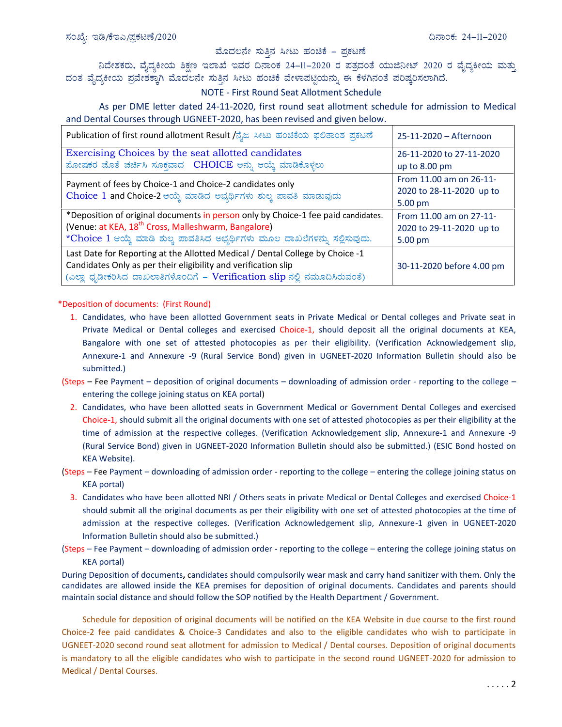ಸಂಖ್ಯೆ: ಇಡಿ/ಕೆಇಎ/ಪ್ರಕಟಣೆ/2020 ದಿನಾಂಕ: 24–11–2020

## ಮೊದಲನೇ ಸುತ್ತಿನ ಸೀಟು ಹಂಚಿಕೆ – ಪ್ರಕಟಣೆ

ನಿರ್ದೇಶಕರು, ವೈದ್ಯಕೀಯ ಶಿಕ್ಷಣ ಇಲಾಖೆ ಇವರ ದಿನಾಂಕ 24–11–2020 ರ ಪತ್ರದಂತೆ ಯುಜಿನೀಟ್ 2020 ರ ವೈದ್ಯಕೀಯ ಮತ್ತು ದಂತ ವೈದ್ಯಕೀಯ ಪ್ರವೇಶಕ್ಕಾಗಿ ಮೊದಲನೇ ಸುತ್ತಿನ ಸೀಟು ಹಂಚಿಕೆ ವೇಳಾಪಟ್ಟಿಯನ್ನು ಈ ಕೆಳಗಿನಂತೆ ಪರಿಷ್ಕರಿಸಲಾಗಿದೆ.

## NOTE - First Round Seat Allotment Schedule

As per DME letter dated 24-11-2020, first round seat allotment schedule for admission to Medical and Dental Courses through UGNEET-2020, has been revised and given below.

| Event | Date |
|---|---|
| Publication of first round allotment Result /ನೈಜ ಸೀಟು ಹಂಚಿಕೆಯ ಫಲಿತಾಂಶ ಪ್ರಕಟಣೆ | 25-11-2020 – Afternoon |
| Exercising Choices by the seat allotted candidates<br>ಪೋಷಕರ ಜೊತೆ ಚರ್ಚಿಸಿ ಸೂಕ್ತವಾದ CHOICE ಅನ್ನು ಆಯ್ಕೆ ಮಾಡಿಕೊಳ್ಳಲು | 26-11-2020 to 27-11-2020 up to 8.00 pm |
| Payment of fees by Choice-1 and Choice-2 candidates only<br>Choice 1 and Choice-2 ಆಯ್ಕೆ ಮಾಡಿದ ಅಭ್ಯರ್ಥಿಗಳು ಶುಲ್ಕ ಪಾವತಿ ಮಾಡುವುದು | From 11.00 am on 26-11-2020 to 28-11-2020 up to 5.00 pm |
| *Deposition of original documents in person only by Choice-1 fee paid candidates. (Venue: at KEA, 18th Cross, Malleshwarm, Bangalore)<br>*Choice 1 ಆಯ್ಕೆ ಮಾಡಿ ಶುಲ್ಕ ಪಾವತಿಸಿದ ಅಭ್ಯರ್ಥಿಗಳು ಮೂಲ ದಾಖಲೆಗಳನ್ನು ಸಲ್ಲಿಸುವುದು. | From 11.00 am on 27-11-2020 to 29-11-2020 up to 5.00 pm |
| Last Date for Reporting at the Allotted Medical / Dental College by Choice -1 Candidates Only as per their eligibility and verification slip<br>(ಎಲ್ಲಾ ಧೃಡೀಕರಿಸಿದ ದಾಖಲಾತಿಗಳೊಂದಿಗೆ – Verification slip ನಲ್ಲಿ ನಮೂದಿಸಿರುವಂತೆ) | 30-11-2020 before 4.00 pm |

*Deposition of documents: (First Round)

1. Candidates, who have been allotted Government seats in Private Medical or Dental colleges and Private seat in Private Medical or Dental colleges and exercised Choice-1, should deposit all the original documents at KEA, Bangalore with one set of attested photocopies as per their eligibility. (Verification Acknowledgement slip, Annexure-1 and Annexure -9 (Rural Service Bond) given in UGNEET-2020 Information Bulletin should also be submitted.)

(Steps – Fee Payment – deposition of original documents – downloading of admission order - reporting to the college – entering the college joining status on KEA portal)

2. Candidates, who have been allotted seats in Government Medical or Government Dental Colleges and exercised Choice-1, should submit all the original documents with one set of attested photocopies as per their eligibility at the time of admission at the respective colleges. (Verification Acknowledgement slip, Annexure-1 and Annexure -9 (Rural Service Bond) given in UGNEET-2020 Information Bulletin should also be submitted.) (ESIC Bond hosted on KEA Website).

(Steps – Fee Payment – downloading of admission order - reporting to the college – entering the college joining status on KEA portal)

3. Candidates who have been allotted NRI / Others seats in private Medical or Dental Colleges and exercised Choice-1 should submit all the original documents as per their eligibility with one set of attested photocopies at the time of admission at the respective colleges. (Verification Acknowledgement slip, Annexure-1 given in UGNEET-2020 Information Bulletin should also be submitted.)

(Steps – Fee Payment – downloading of admission order - reporting to the college – entering the college joining status on KEA portal)

During Deposition of documents**,** candidates should compulsorily wear mask and carry hand sanitizer with them. Only the candidates are allowed inside the KEA premises for deposition of original documents. Candidates and parents should maintain social distance and should follow the SOP notified by the Health Department / Government.

Schedule for deposition of original documents will be notified on the KEA Website in due course to the first round Choice-2 fee paid candidates & Choice-3 Candidates and also to the eligible candidates who wish to participate in UGNEET-2020 second round seat allotment for admission to Medical / Dental courses. Deposition of original documents is mandatory to all the eligible candidates who wish to participate in the second round UGNEET-2020 for admission to Medical / Dental Courses.

. . . . . 2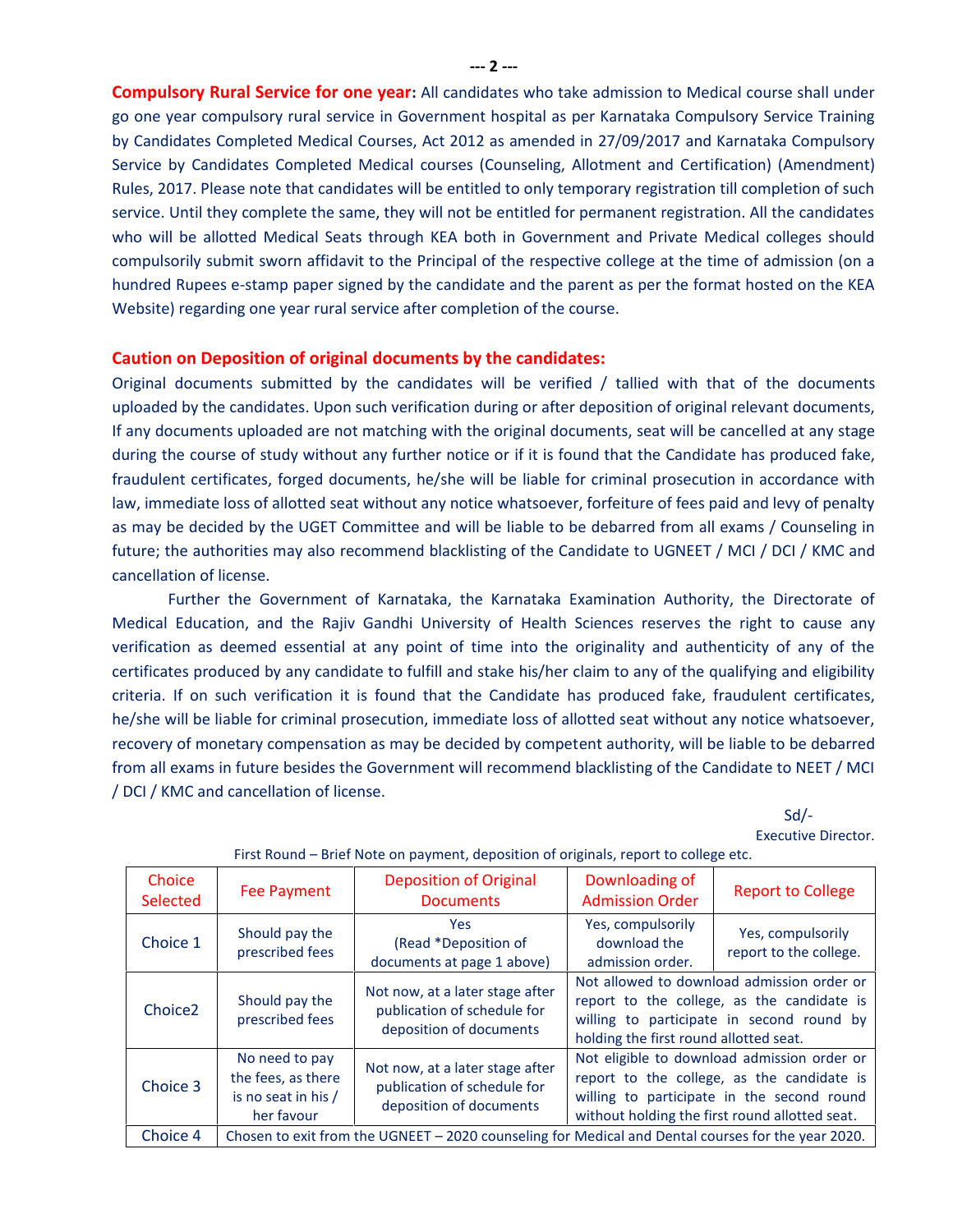**Compulsory Rural Service for one year:** All candidates who take admission to Medical course shall under go one year compulsory rural service in Government hospital as per Karnataka Compulsory Service Training by Candidates Completed Medical Courses, Act 2012 as amended in 27/09/2017 and Karnataka Compulsory Service by Candidates Completed Medical courses (Counseling, Allotment and Certification) (Amendment) Rules, 2017. Please note that candidates will be entitled to only temporary registration till completion of such service. Until they complete the same, they will not be entitled for permanent registration. All the candidates who will be allotted Medical Seats through KEA both in Government and Private Medical colleges should compulsorily submit sworn affidavit to the Principal of the respective college at the time of admission (on a hundred Rupees e-stamp paper signed by the candidate and the parent as per the format hosted on the KEA Website) regarding one year rural service after completion of the course.

**Caution on Deposition of original documents by the candidates:**

Original documents submitted by the candidates will be verified / tallied with that of the documents uploaded by the candidates. Upon such verification during or after deposition of original relevant documents, If any documents uploaded are not matching with the original documents, seat will be cancelled at any stage during the course of study without any further notice or if it is found that the Candidate has produced fake, fraudulent certificates, forged documents, he/she will be liable for criminal prosecution in accordance with law, immediate loss of allotted seat without any notice whatsoever, forfeiture of fees paid and levy of penalty as may be decided by the UGET Committee and will be liable to be debarred from all exams / Counseling in future; the authorities may also recommend blacklisting of the Candidate to UGNEET / MCI / DCI / KMC and cancellation of license.

Further the Government of Karnataka, the Karnataka Examination Authority, the Directorate of Medical Education, and the Rajiv Gandhi University of Health Sciences reserves the right to cause any verification as deemed essential at any point of time into the originality and authenticity of any of the certificates produced by any candidate to fulfill and stake his/her claim to any of the qualifying and eligibility criteria. If on such verification it is found that the Candidate has produced fake, fraudulent certificates, he/she will be liable for criminal prosecution, immediate loss of allotted seat without any notice whatsoever, recovery of monetary compensation as may be decided by competent authority, will be liable to be debarred from all exams in future besides the Government will recommend blacklisting of the Candidate to NEET / MCI / DCI / KMC and cancellation of license.

Sd/-
Executive Director.

First Round – Brief Note on payment, deposition of originals, report to college etc.

| Choice Selected | Fee Payment | Deposition of Original Documents | Downloading of Admission Order | Report to College |
|---|---|---|---|---|
| Choice 1 | Should pay the prescribed fees | Yes (Read *Deposition of documents at page 1 above) | Yes, compulsorily download the admission order. | Yes, compulsorily report to the college. |
| Choice2 | Should pay the prescribed fees | Not now, at a later stage after publication of schedule for deposition of documents | Not allowed to download admission order or report to the college, as the candidate is willing to participate in second round by holding the first round allotted seat. | |
| Choice 3 | No need to pay the fees, as there is no seat in his / her favour | Not now, at a later stage after publication of schedule for deposition of documents | Not eligible to download admission order or report to the college, as the candidate is willing to participate in the second round without holding the first round allotted seat. | |
| Choice 4 | Chosen to exit from the UGNEET – 2020 counseling for Medical and Dental courses for the year 2020. | | | |